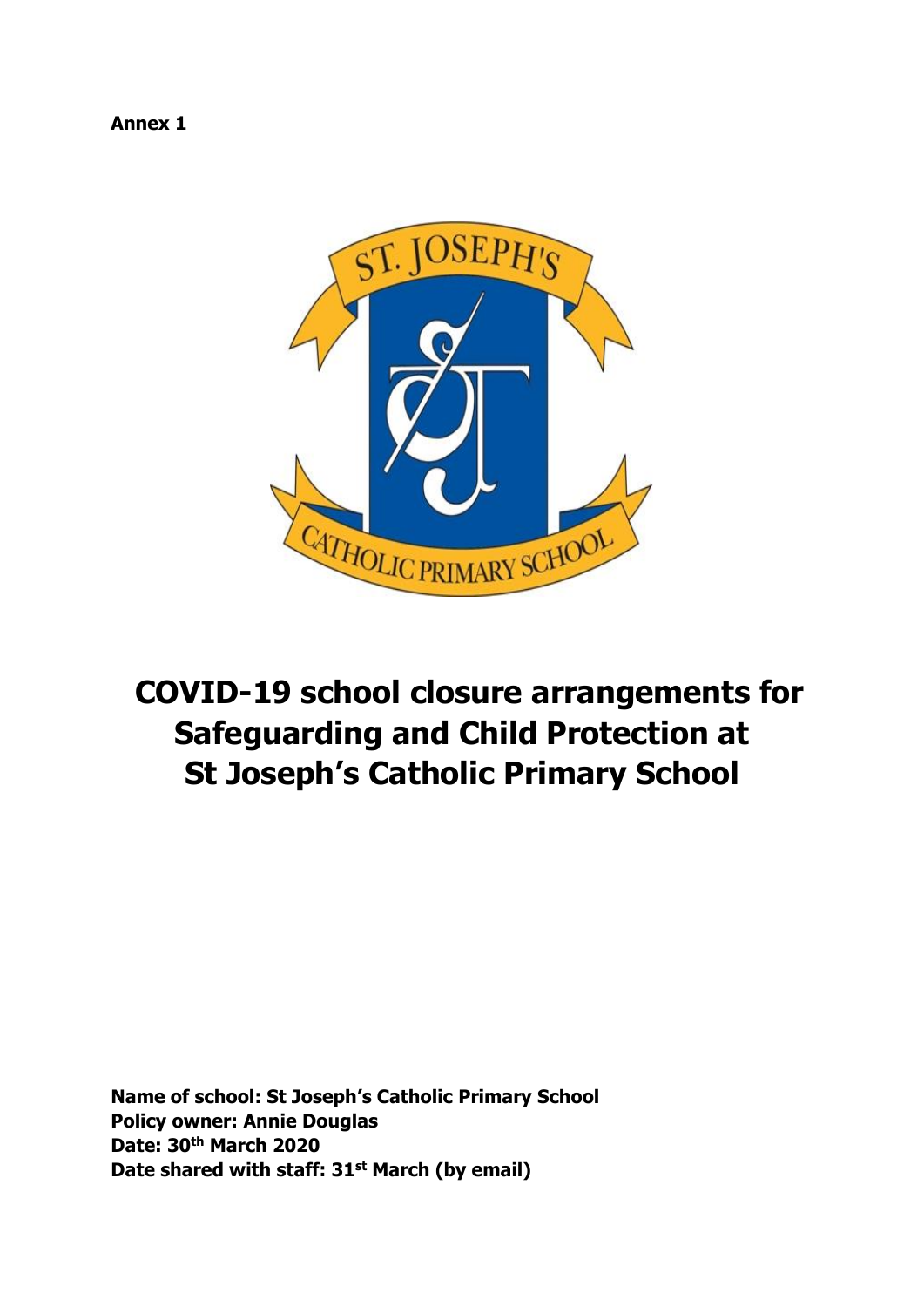**Annex 1**

# COVID-19 school closure arrangements for Safeguarding and Child Protection at St Joseph's Catholic Primary School

**Name of school: St Joseph's Catholic Primary School**
**Policy owner: Annie Douglas**
**Date: 30th March 2020**
**Date shared with staff: 31st March (by email)**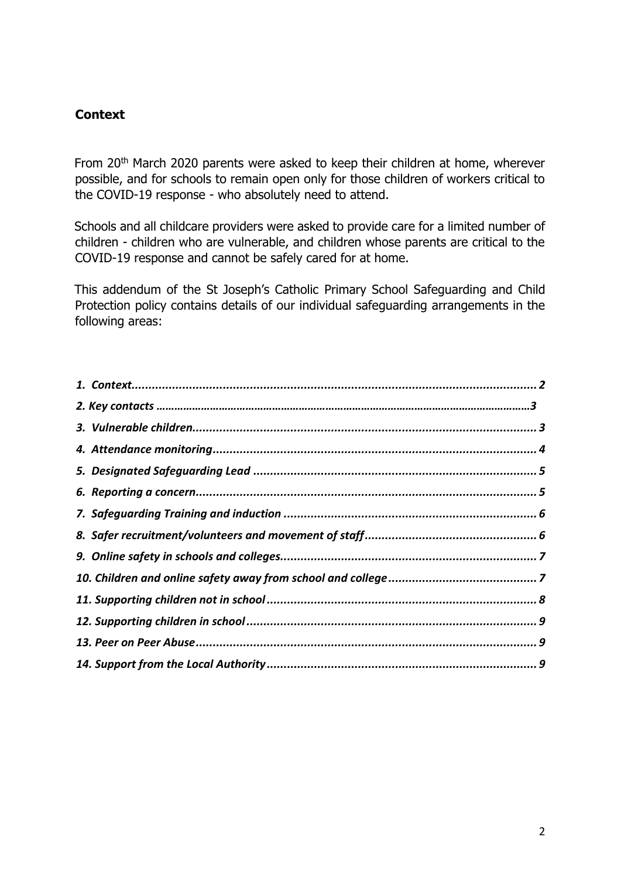## Context

From 20th March 2020 parents were asked to keep their children at home, wherever possible, and for schools to remain open only for those children of workers critical to the COVID-19 response - who absolutely need to attend.

Schools and all childcare providers were asked to provide care for a limited number of children - children who are vulnerable, and children whose parents are critical to the COVID-19 response and cannot be safely cared for at home.

This addendum of the St Joseph's Catholic Primary School Safeguarding and Child Protection policy contains details of our individual safeguarding arrangements in the following areas:

***1. Context......................................................................................................... 2***
***2. Key contacts .............................................................................................. 3***
***3. Vulnerable children....................................................................................... 3***
***4. Attendance monitoring.................................................................................. 4***
***5. Designated Safeguarding Lead ...................................................................... 5***
***6. Reporting a concern...................................................................................... 5***
***7. Safeguarding Training and induction ............................................................. 6***
***8. Safer recruitment/volunteers and movement of staff..................................... 6***
***9. Online safety in schools and colleges.............................................................. 7***
***10. Children and online safety away from school and college ............................ 7***
***11. Supporting children not in school ................................................................ 8***
***12. Supporting children in school ...................................................................... 9***
***13. Peer on Peer Abuse..................................................................................... 9***
***14. Support from the Local Authority ................................................................ 9***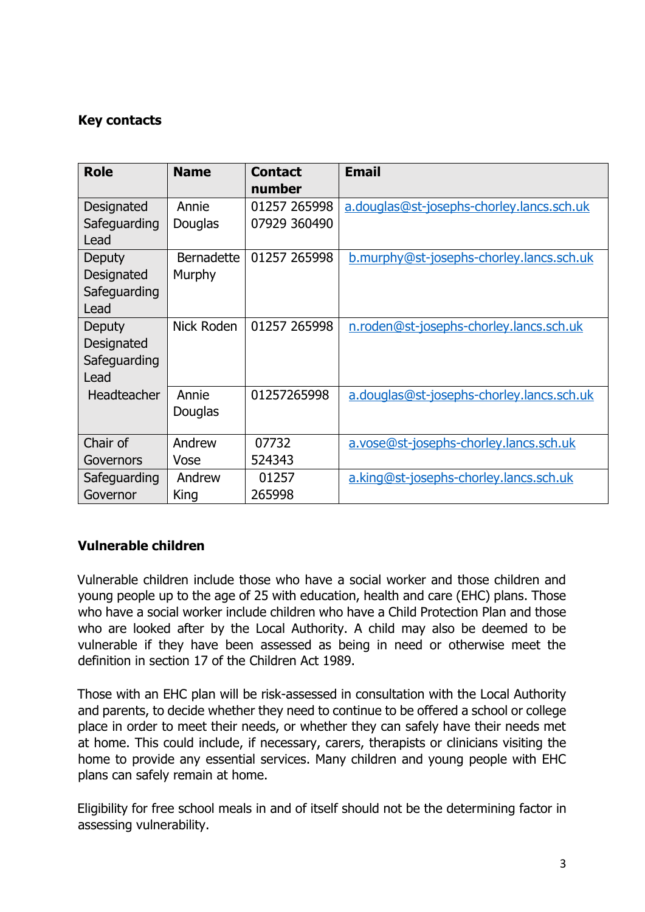**Key contacts**

| Role | Name | Contact number | Email |
|---|---|---|---|
| Designated Safeguarding Lead | Annie Douglas | 01257 265998 07929 360490 | a.douglas@st-josephs-chorley.lancs.sch.uk |
| Deputy Designated Safeguarding Lead | Bernadette Murphy | 01257 265998 | b.murphy@st-josephs-chorley.lancs.sch.uk |
| Deputy Designated Safeguarding Lead | Nick Roden | 01257 265998 | n.roden@st-josephs-chorley.lancs.sch.uk |
| Headteacher | Annie Douglas | 01257265998 | a.douglas@st-josephs-chorley.lancs.sch.uk |
| Chair of Governors | Andrew Vose | 07732 524343 | a.vose@st-josephs-chorley.lancs.sch.uk |
| Safeguarding Governor | Andrew King | 01257 265998 | a.king@st-josephs-chorley.lancs.sch.uk |

**Vulnerable children**

Vulnerable children include those who have a social worker and those children and young people up to the age of 25 with education, health and care (EHC) plans. Those who have a social worker include children who have a Child Protection Plan and those who are looked after by the Local Authority. A child may also be deemed to be vulnerable if they have been assessed as being in need or otherwise meet the definition in section 17 of the Children Act 1989.

Those with an EHC plan will be risk-assessed in consultation with the Local Authority and parents, to decide whether they need to continue to be offered a school or college place in order to meet their needs, or whether they can safely have their needs met at home. This could include, if necessary, carers, therapists or clinicians visiting the home to provide any essential services. Many children and young people with EHC plans can safely remain at home.

Eligibility for free school meals in and of itself should not be the determining factor in assessing vulnerability.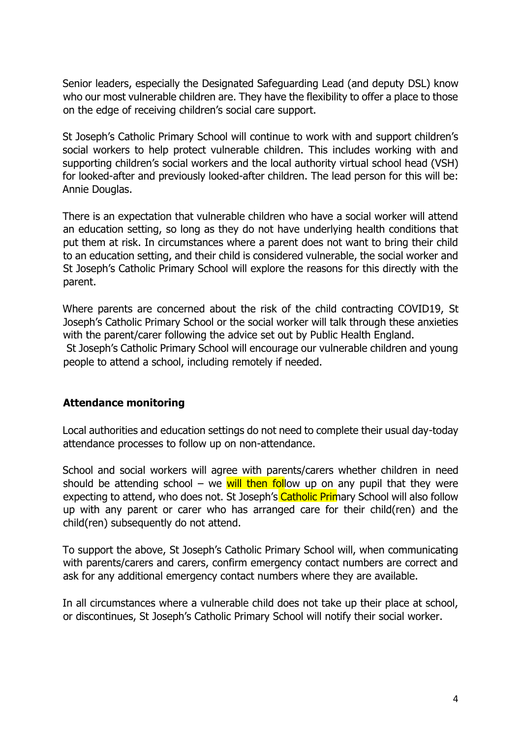Senior leaders, especially the Designated Safeguarding Lead (and deputy DSL) know who our most vulnerable children are. They have the flexibility to offer a place to those on the edge of receiving children's social care support.

St Joseph's Catholic Primary School will continue to work with and support children's social workers to help protect vulnerable children. This includes working with and supporting children's social workers and the local authority virtual school head (VSH) for looked-after and previously looked-after children. The lead person for this will be: Annie Douglas.

There is an expectation that vulnerable children who have a social worker will attend an education setting, so long as they do not have underlying health conditions that put them at risk. In circumstances where a parent does not want to bring their child to an education setting, and their child is considered vulnerable, the social worker and St Joseph's Catholic Primary School will explore the reasons for this directly with the parent.

Where parents are concerned about the risk of the child contracting COVID19, St Joseph's Catholic Primary School or the social worker will talk through these anxieties with the parent/carer following the advice set out by Public Health England.
St Joseph's Catholic Primary School will encourage our vulnerable children and young people to attend a school, including remotely if needed.

**Attendance monitoring**

Local authorities and education settings do not need to complete their usual day-today attendance processes to follow up on non-attendance.

School and social workers will agree with parents/carers whether children in need should be attending school – we will then follow up on any pupil that they were expecting to attend, who does not. St Joseph's Catholic Primary School will also follow up with any parent or carer who has arranged care for their child(ren) and the child(ren) subsequently do not attend.

To support the above, St Joseph's Catholic Primary School will, when communicating with parents/carers and carers, confirm emergency contact numbers are correct and ask for any additional emergency contact numbers where they are available.

In all circumstances where a vulnerable child does not take up their place at school, or discontinues, St Joseph's Catholic Primary School will notify their social worker.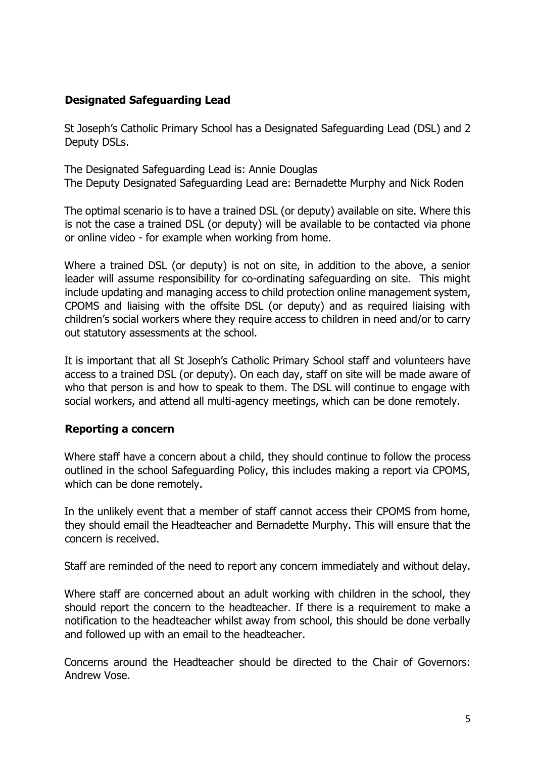## Designated Safeguarding Lead

St Joseph's Catholic Primary School has a Designated Safeguarding Lead (DSL) and 2 Deputy DSLs.

The Designated Safeguarding Lead is: Annie Douglas
The Deputy Designated Safeguarding Lead are: Bernadette Murphy and Nick Roden

The optimal scenario is to have a trained DSL (or deputy) available on site. Where this is not the case a trained DSL (or deputy) will be available to be contacted via phone or online video - for example when working from home.

Where a trained DSL (or deputy) is not on site, in addition to the above, a senior leader will assume responsibility for co-ordinating safeguarding on site. This might include updating and managing access to child protection online management system, CPOMS and liaising with the offsite DSL (or deputy) and as required liaising with children's social workers where they require access to children in need and/or to carry out statutory assessments at the school.

It is important that all St Joseph's Catholic Primary School staff and volunteers have access to a trained DSL (or deputy). On each day, staff on site will be made aware of who that person is and how to speak to them. The DSL will continue to engage with social workers, and attend all multi-agency meetings, which can be done remotely.

## Reporting a concern

Where staff have a concern about a child, they should continue to follow the process outlined in the school Safeguarding Policy, this includes making a report via CPOMS, which can be done remotely.

In the unlikely event that a member of staff cannot access their CPOMS from home, they should email the Headteacher and Bernadette Murphy. This will ensure that the concern is received.

Staff are reminded of the need to report any concern immediately and without delay.

Where staff are concerned about an adult working with children in the school, they should report the concern to the headteacher. If there is a requirement to make a notification to the headteacher whilst away from school, this should be done verbally and followed up with an email to the headteacher.

Concerns around the Headteacher should be directed to the Chair of Governors: Andrew Vose.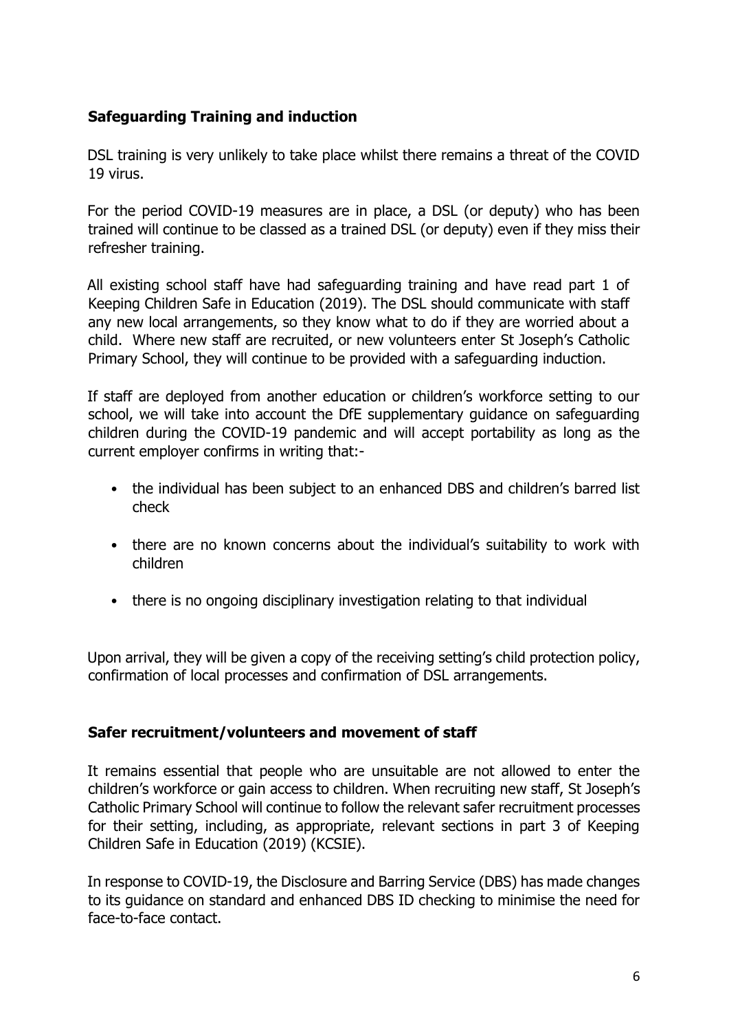## Safeguarding Training and induction

DSL training is very unlikely to take place whilst there remains a threat of the COVID 19 virus.

For the period COVID-19 measures are in place, a DSL (or deputy) who has been trained will continue to be classed as a trained DSL (or deputy) even if they miss their refresher training.

All existing school staff have had safeguarding training and have read part 1 of Keeping Children Safe in Education (2019). The DSL should communicate with staff any new local arrangements, so they know what to do if they are worried about a child. Where new staff are recruited, or new volunteers enter St Joseph's Catholic Primary School, they will continue to be provided with a safeguarding induction.

If staff are deployed from another education or children's workforce setting to our school, we will take into account the DfE supplementary guidance on safeguarding children during the COVID-19 pandemic and will accept portability as long as the current employer confirms in writing that:-

- the individual has been subject to an enhanced DBS and children's barred list check
- there are no known concerns about the individual's suitability to work with children
- there is no ongoing disciplinary investigation relating to that individual

Upon arrival, they will be given a copy of the receiving setting's child protection policy, confirmation of local processes and confirmation of DSL arrangements.

## Safer recruitment/volunteers and movement of staff

It remains essential that people who are unsuitable are not allowed to enter the children's workforce or gain access to children. When recruiting new staff, St Joseph's Catholic Primary School will continue to follow the relevant safer recruitment processes for their setting, including, as appropriate, relevant sections in part 3 of Keeping Children Safe in Education (2019) (KCSIE).

In response to COVID-19, the Disclosure and Barring Service (DBS) has made changes to its guidance on standard and enhanced DBS ID checking to minimise the need for face-to-face contact.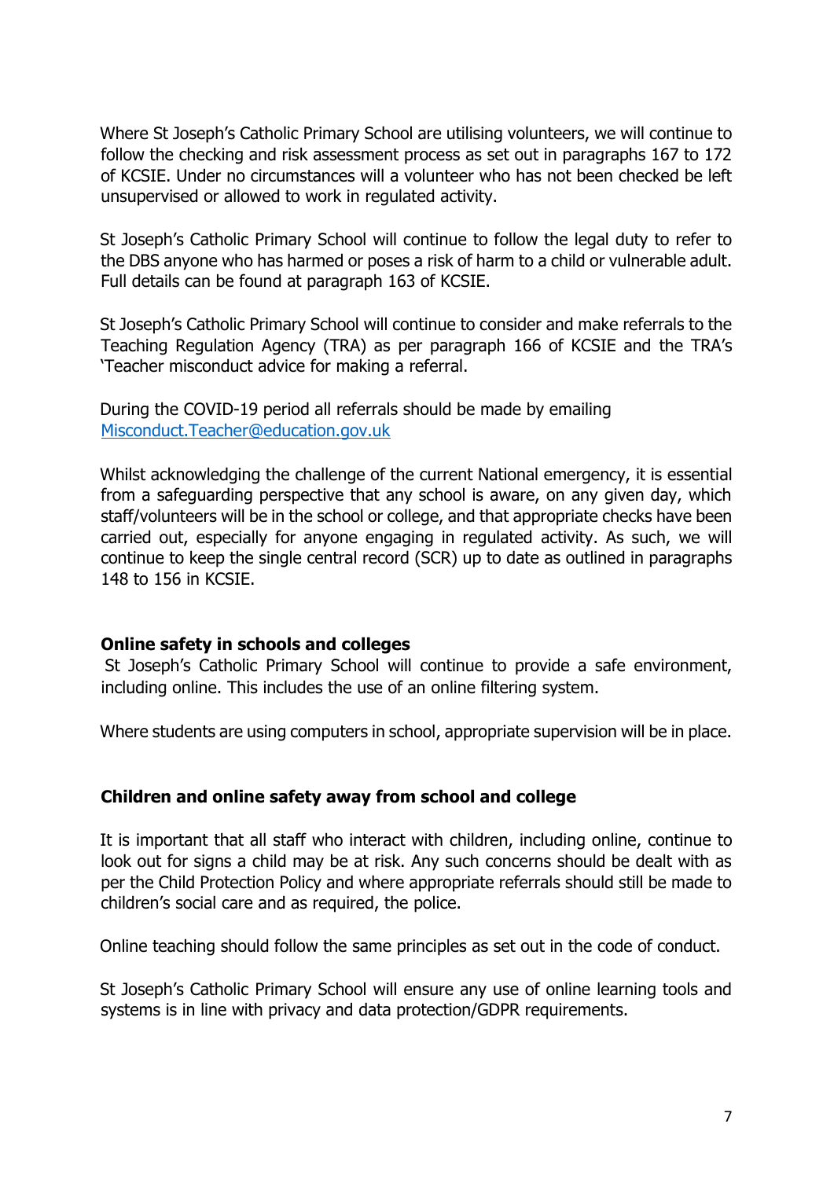Where St Joseph's Catholic Primary School are utilising volunteers, we will continue to follow the checking and risk assessment process as set out in paragraphs 167 to 172 of KCSIE. Under no circumstances will a volunteer who has not been checked be left unsupervised or allowed to work in regulated activity.

St Joseph's Catholic Primary School will continue to follow the legal duty to refer to the DBS anyone who has harmed or poses a risk of harm to a child or vulnerable adult. Full details can be found at paragraph 163 of KCSIE.

St Joseph's Catholic Primary School will continue to consider and make referrals to the Teaching Regulation Agency (TRA) as per paragraph 166 of KCSIE and the TRA's 'Teacher misconduct advice for making a referral.

During the COVID-19 period all referrals should be made by emailing [Misconduct.Teacher@education.gov.uk](mailto:Misconduct.Teacher@education.gov.uk)

Whilst acknowledging the challenge of the current National emergency, it is essential from a safeguarding perspective that any school is aware, on any given day, which staff/volunteers will be in the school or college, and that appropriate checks have been carried out, especially for anyone engaging in regulated activity. As such, we will continue to keep the single central record (SCR) up to date as outlined in paragraphs 148 to 156 in KCSIE.

**Online safety in schools and colleges**

St Joseph's Catholic Primary School will continue to provide a safe environment, including online. This includes the use of an online filtering system.

Where students are using computers in school, appropriate supervision will be in place.

**Children and online safety away from school and college**

It is important that all staff who interact with children, including online, continue to look out for signs a child may be at risk. Any such concerns should be dealt with as per the Child Protection Policy and where appropriate referrals should still be made to children's social care and as required, the police.

Online teaching should follow the same principles as set out in the code of conduct.

St Joseph's Catholic Primary School will ensure any use of online learning tools and systems is in line with privacy and data protection/GDPR requirements.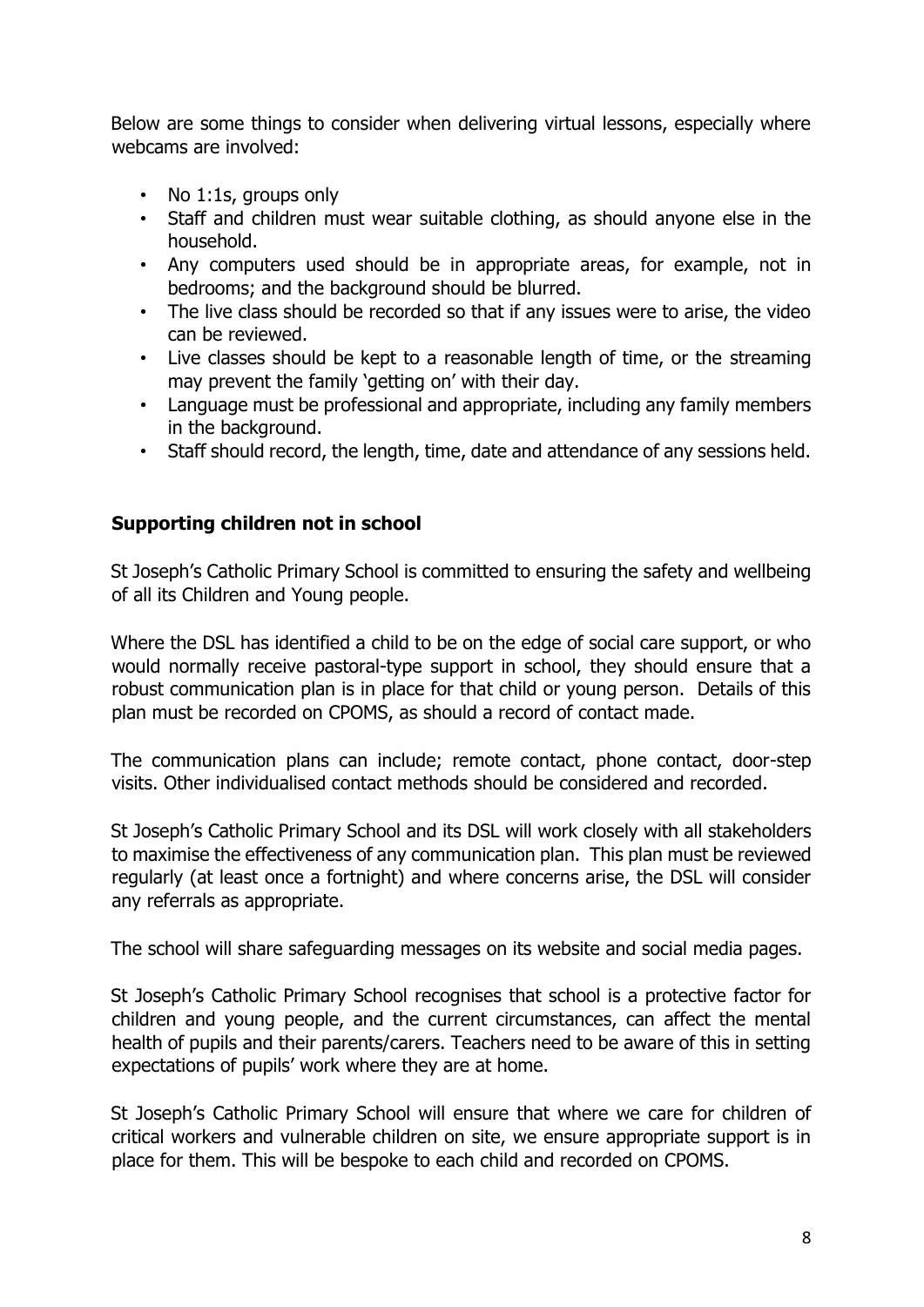Below are some things to consider when delivering virtual lessons, especially where webcams are involved:

- No 1:1s, groups only
- Staff and children must wear suitable clothing, as should anyone else in the household.
- Any computers used should be in appropriate areas, for example, not in bedrooms; and the background should be blurred.
- The live class should be recorded so that if any issues were to arise, the video can be reviewed.
- Live classes should be kept to a reasonable length of time, or the streaming may prevent the family 'getting on' with their day.
- Language must be professional and appropriate, including any family members in the background.
- Staff should record, the length, time, date and attendance of any sessions held.

**Supporting children not in school**

St Joseph's Catholic Primary School is committed to ensuring the safety and wellbeing of all its Children and Young people.

Where the DSL has identified a child to be on the edge of social care support, or who would normally receive pastoral-type support in school, they should ensure that a robust communication plan is in place for that child or young person. Details of this plan must be recorded on CPOMS, as should a record of contact made.

The communication plans can include; remote contact, phone contact, door-step visits. Other individualised contact methods should be considered and recorded.

St Joseph's Catholic Primary School and its DSL will work closely with all stakeholders to maximise the effectiveness of any communication plan. This plan must be reviewed regularly (at least once a fortnight) and where concerns arise, the DSL will consider any referrals as appropriate.

The school will share safeguarding messages on its website and social media pages.

St Joseph's Catholic Primary School recognises that school is a protective factor for children and young people, and the current circumstances, can affect the mental health of pupils and their parents/carers. Teachers need to be aware of this in setting expectations of pupils' work where they are at home.

St Joseph's Catholic Primary School will ensure that where we care for children of critical workers and vulnerable children on site, we ensure appropriate support is in place for them. This will be bespoke to each child and recorded on CPOMS.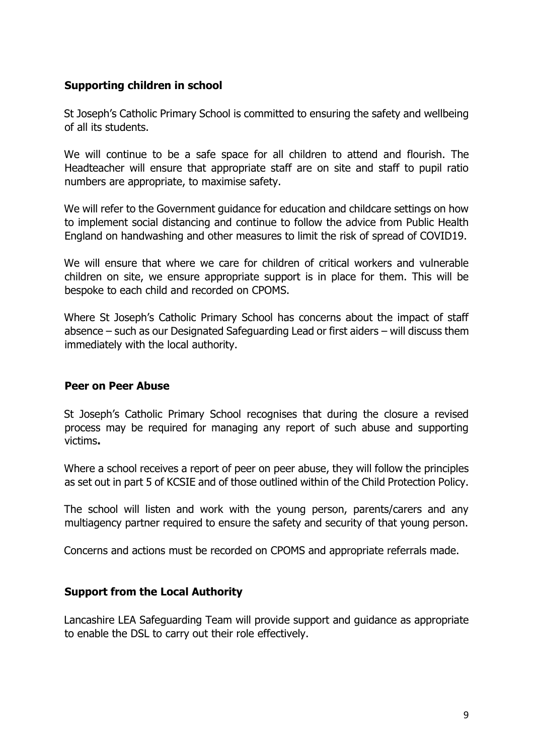## Supporting children in school

St Joseph's Catholic Primary School is committed to ensuring the safety and wellbeing of all its students.

We will continue to be a safe space for all children to attend and flourish. The Headteacher will ensure that appropriate staff are on site and staff to pupil ratio numbers are appropriate, to maximise safety.

We will refer to the Government guidance for education and childcare settings on how to implement social distancing and continue to follow the advice from Public Health England on handwashing and other measures to limit the risk of spread of COVID19.

We will ensure that where we care for children of critical workers and vulnerable children on site, we ensure appropriate support is in place for them. This will be bespoke to each child and recorded on CPOMS.

Where St Joseph's Catholic Primary School has concerns about the impact of staff absence – such as our Designated Safeguarding Lead or first aiders – will discuss them immediately with the local authority.

## Peer on Peer Abuse

St Joseph's Catholic Primary School recognises that during the closure a revised process may be required for managing any report of such abuse and supporting victims**.**

Where a school receives a report of peer on peer abuse, they will follow the principles as set out in part 5 of KCSIE and of those outlined within of the Child Protection Policy.

The school will listen and work with the young person, parents/carers and any multiagency partner required to ensure the safety and security of that young person.

Concerns and actions must be recorded on CPOMS and appropriate referrals made.

## Support from the Local Authority

Lancashire LEA Safeguarding Team will provide support and guidance as appropriate to enable the DSL to carry out their role effectively.